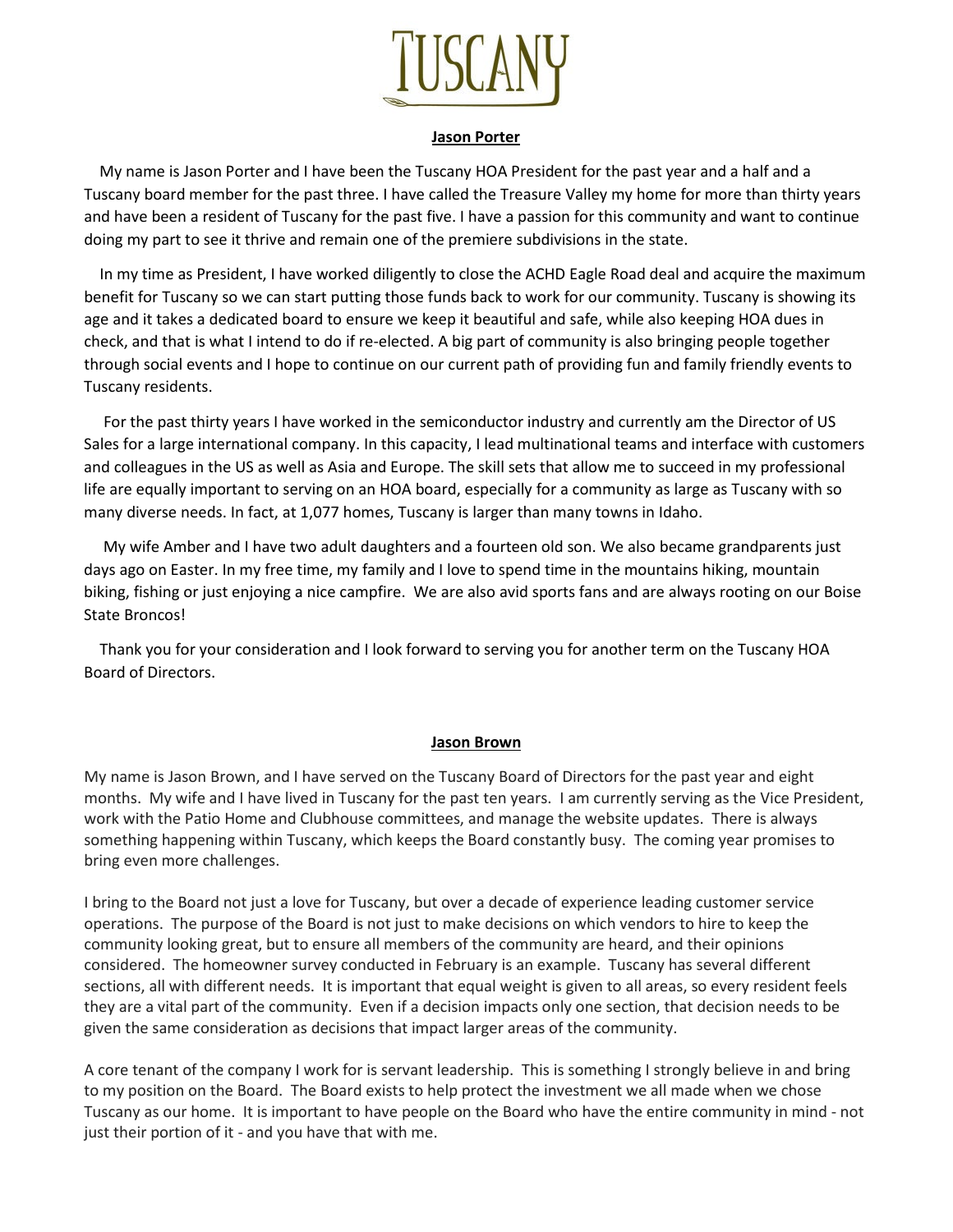# TUSCANY

**Jason Porter**

My name is Jason Porter and I have been the Tuscany HOA President for the past year and a half and a Tuscany board member for the past three. I have called the Treasure Valley my home for more than thirty years and have been a resident of Tuscany for the past five. I have a passion for this community and want to continue doing my part to see it thrive and remain one of the premiere subdivisions in the state.

In my time as President, I have worked diligently to close the ACHD Eagle Road deal and acquire the maximum benefit for Tuscany so we can start putting those funds back to work for our community. Tuscany is showing its age and it takes a dedicated board to ensure we keep it beautiful and safe, while also keeping HOA dues in check, and that is what I intend to do if re-elected. A big part of community is also bringing people together through social events and I hope to continue on our current path of providing fun and family friendly events to Tuscany residents.

For the past thirty years I have worked in the semiconductor industry and currently am the Director of US Sales for a large international company. In this capacity, I lead multinational teams and interface with customers and colleagues in the US as well as Asia and Europe. The skill sets that allow me to succeed in my professional life are equally important to serving on an HOA board, especially for a community as large as Tuscany with so many diverse needs. In fact, at 1,077 homes, Tuscany is larger than many towns in Idaho.

My wife Amber and I have two adult daughters and a fourteen old son. We also became grandparents just days ago on Easter. In my free time, my family and I love to spend time in the mountains hiking, mountain biking, fishing or just enjoying a nice campfire. We are also avid sports fans and are always rooting on our Boise State Broncos!

Thank you for your consideration and I look forward to serving you for another term on the Tuscany HOA Board of Directors.

**Jason Brown**

My name is Jason Brown, and I have served on the Tuscany Board of Directors for the past year and eight months. My wife and I have lived in Tuscany for the past ten years. I am currently serving as the Vice President, work with the Patio Home and Clubhouse committees, and manage the website updates. There is always something happening within Tuscany, which keeps the Board constantly busy. The coming year promises to bring even more challenges.

I bring to the Board not just a love for Tuscany, but over a decade of experience leading customer service operations. The purpose of the Board is not just to make decisions on which vendors to hire to keep the community looking great, but to ensure all members of the community are heard, and their opinions considered. The homeowner survey conducted in February is an example. Tuscany has several different sections, all with different needs. It is important that equal weight is given to all areas, so every resident feels they are a vital part of the community. Even if a decision impacts only one section, that decision needs to be given the same consideration as decisions that impact larger areas of the community.

A core tenant of the company I work for is servant leadership. This is something I strongly believe in and bring to my position on the Board. The Board exists to help protect the investment we all made when we chose Tuscany as our home. It is important to have people on the Board who have the entire community in mind - not just their portion of it - and you have that with me.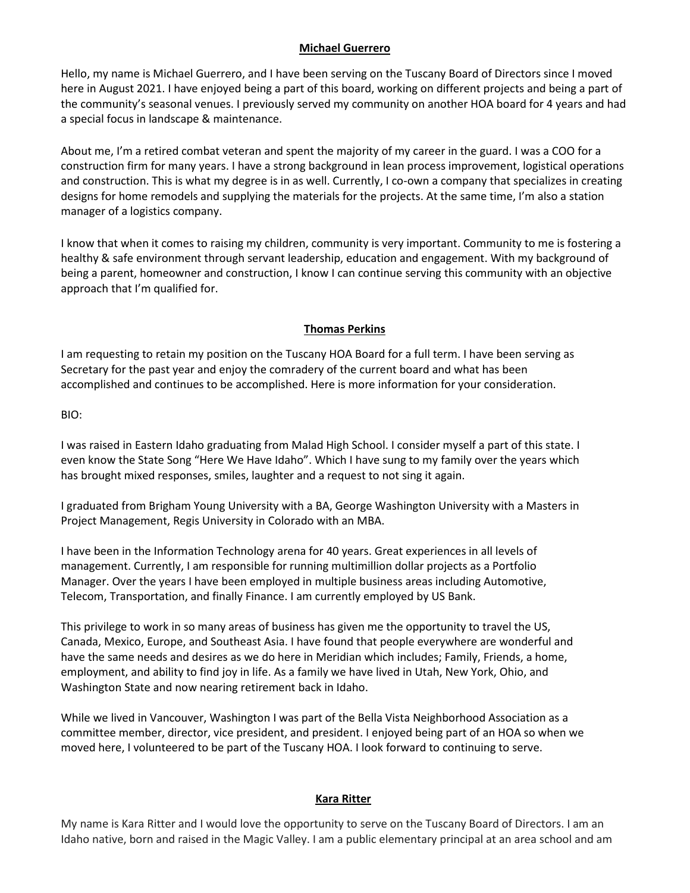**Michael Guerrero**

Hello, my name is Michael Guerrero, and I have been serving on the Tuscany Board of Directors since I moved here in August 2021. I have enjoyed being a part of this board, working on different projects and being a part of the community's seasonal venues. I previously served my community on another HOA board for 4 years and had a special focus in landscape & maintenance.

About me, I'm a retired combat veteran and spent the majority of my career in the guard. I was a COO for a construction firm for many years. I have a strong background in lean process improvement, logistical operations and construction. This is what my degree is in as well. Currently, I co-own a company that specializes in creating designs for home remodels and supplying the materials for the projects. At the same time, I'm also a station manager of a logistics company.

I know that when it comes to raising my children, community is very important. Community to me is fostering a healthy & safe environment through servant leadership, education and engagement. With my background of being a parent, homeowner and construction, I know I can continue serving this community with an objective approach that I'm qualified for.

**Thomas Perkins**

I am requesting to retain my position on the Tuscany HOA Board for a full term. I have been serving as Secretary for the past year and enjoy the comradery of the current board and what has been accomplished and continues to be accomplished. Here is more information for your consideration.

BIO:

I was raised in Eastern Idaho graduating from Malad High School. I consider myself a part of this state. I even know the State Song "Here We Have Idaho". Which I have sung to my family over the years which has brought mixed responses, smiles, laughter and a request to not sing it again.

I graduated from Brigham Young University with a BA, George Washington University with a Masters in Project Management, Regis University in Colorado with an MBA.

I have been in the Information Technology arena for 40 years. Great experiences in all levels of management. Currently, I am responsible for running multimillion dollar projects as a Portfolio Manager. Over the years I have been employed in multiple business areas including Automotive, Telecom, Transportation, and finally Finance. I am currently employed by US Bank.

This privilege to work in so many areas of business has given me the opportunity to travel the US, Canada, Mexico, Europe, and Southeast Asia. I have found that people everywhere are wonderful and have the same needs and desires as we do here in Meridian which includes; Family, Friends, a home, employment, and ability to find joy in life. As a family we have lived in Utah, New York, Ohio, and Washington State and now nearing retirement back in Idaho.

While we lived in Vancouver, Washington I was part of the Bella Vista Neighborhood Association as a committee member, director, vice president, and president. I enjoyed being part of an HOA so when we moved here, I volunteered to be part of the Tuscany HOA. I look forward to continuing to serve.

**Kara Ritter**

My name is Kara Ritter and I would love the opportunity to serve on the Tuscany Board of Directors. I am an Idaho native, born and raised in the Magic Valley. I am a public elementary principal at an area school and am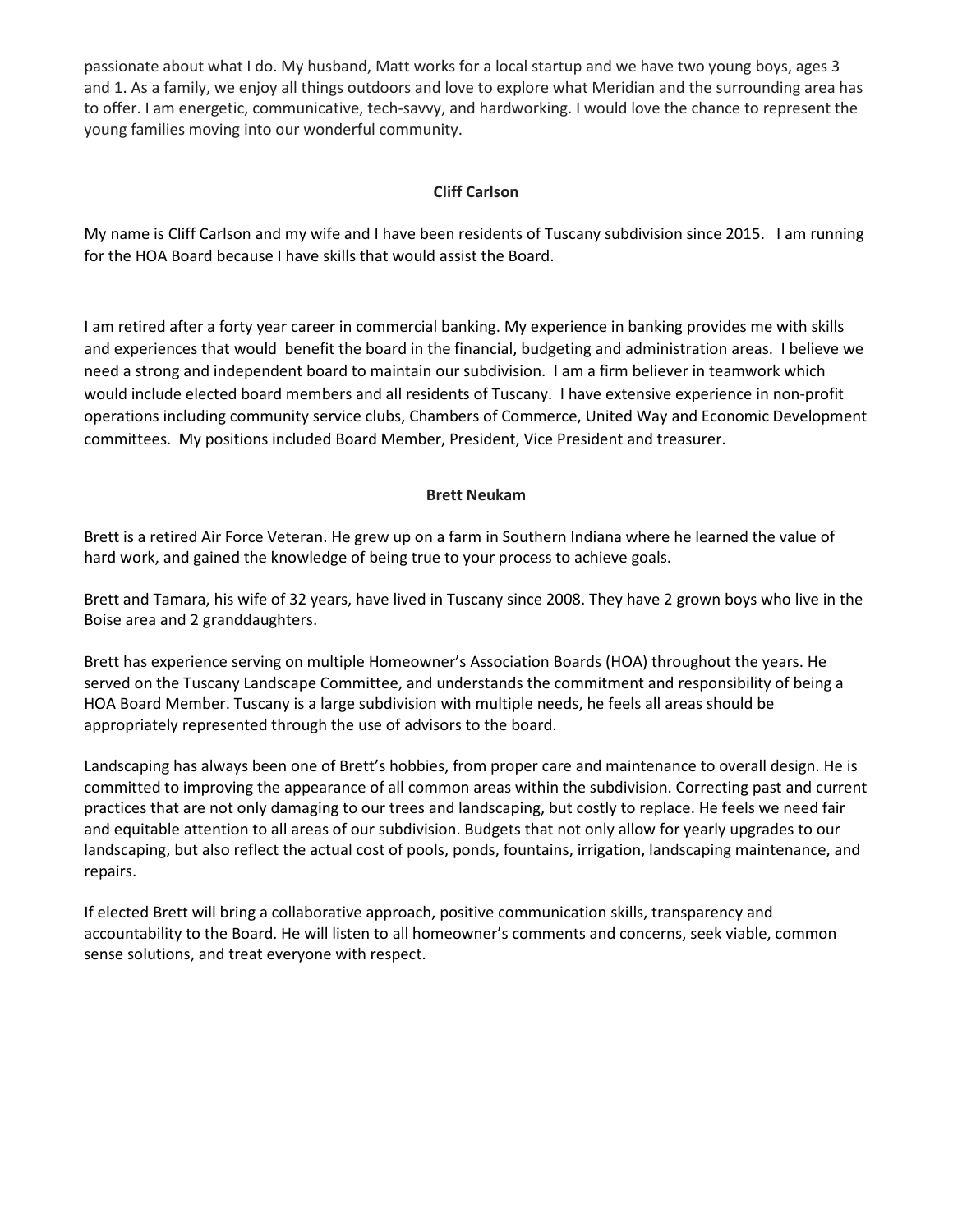passionate about what I do. My husband, Matt works for a local startup and we have two young boys, ages 3 and 1. As a family, we enjoy all things outdoors and love to explore what Meridian and the surrounding area has to offer. I am energetic, communicative, tech-savvy, and hardworking. I would love the chance to represent the young families moving into our wonderful community.

**Cliff Carlson**

My name is Cliff Carlson and my wife and I have been residents of Tuscany subdivision since 2015. I am running for the HOA Board because I have skills that would assist the Board.

I am retired after a forty year career in commercial banking. My experience in banking provides me with skills and experiences that would benefit the board in the financial, budgeting and administration areas. I believe we need a strong and independent board to maintain our subdivision. I am a firm believer in teamwork which would include elected board members and all residents of Tuscany. I have extensive experience in non-profit operations including community service clubs, Chambers of Commerce, United Way and Economic Development committees. My positions included Board Member, President, Vice President and treasurer.

**Brett Neukam**

Brett is a retired Air Force Veteran. He grew up on a farm in Southern Indiana where he learned the value of hard work, and gained the knowledge of being true to your process to achieve goals.

Brett and Tamara, his wife of 32 years, have lived in Tuscany since 2008. They have 2 grown boys who live in the Boise area and 2 granddaughters.

Brett has experience serving on multiple Homeowner's Association Boards (HOA) throughout the years. He served on the Tuscany Landscape Committee, and understands the commitment and responsibility of being a HOA Board Member. Tuscany is a large subdivision with multiple needs, he feels all areas should be appropriately represented through the use of advisors to the board.

Landscaping has always been one of Brett's hobbies, from proper care and maintenance to overall design. He is committed to improving the appearance of all common areas within the subdivision. Correcting past and current practices that are not only damaging to our trees and landscaping, but costly to replace. He feels we need fair and equitable attention to all areas of our subdivision. Budgets that not only allow for yearly upgrades to our landscaping, but also reflect the actual cost of pools, ponds, fountains, irrigation, landscaping maintenance, and repairs.

If elected Brett will bring a collaborative approach, positive communication skills, transparency and accountability to the Board. He will listen to all homeowner's comments and concerns, seek viable, common sense solutions, and treat everyone with respect.